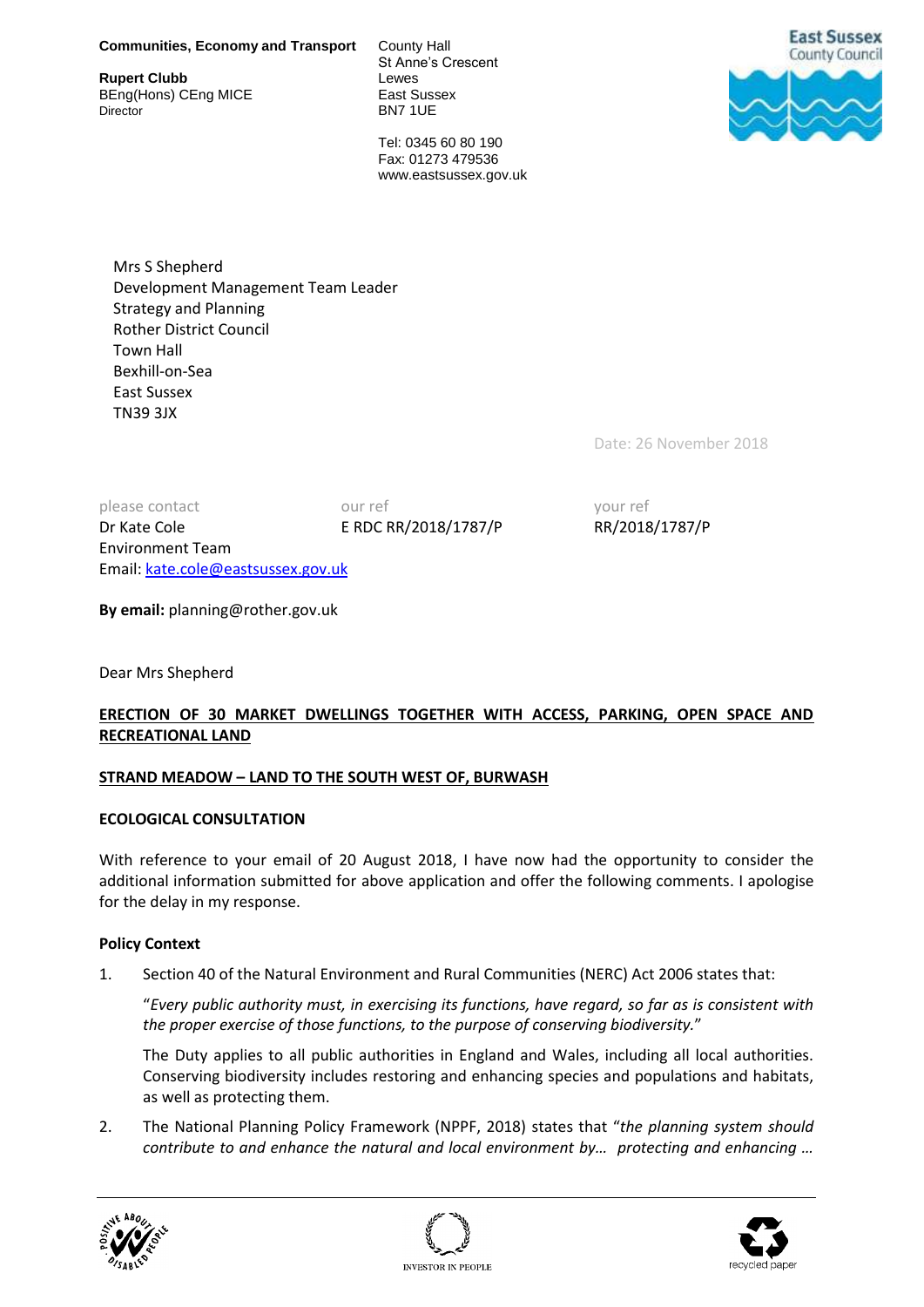**Communities, Economy and Transport**

**Rupert Clubb**
BEng(Hons) CEng MICE
Director

County Hall
St Anne's Crescent
Lewes
East Sussex
BN7 1UE

Tel: 0345 60 80 190
Fax: 01273 479536
www.eastsussex.gov.uk

East Sussex County Council

Mrs S Shepherd
Development Management Team Leader
Strategy and Planning
Rother District Council
Town Hall
Bexhill-on-Sea
East Sussex
TN39 3JX

Date: 26 November 2018

| please contact | our ref | your ref |
|---|---|---|
| Dr Kate Cole | E RDC RR/2018/1787/P | RR/2018/1787/P |
| Environment Team | | |
| Email: kate.cole@eastsussex.gov.uk | | |

**By email:** planning@rother.gov.uk

Dear Mrs Shepherd

**ERECTION OF 30 MARKET DWELLINGS TOGETHER WITH ACCESS, PARKING, OPEN SPACE AND RECREATIONAL LAND**

**STRAND MEADOW – LAND TO THE SOUTH WEST OF, BURWASH**

**ECOLOGICAL CONSULTATION**

With reference to your email of 20 August 2018, I have now had the opportunity to consider the additional information submitted for above application and offer the following comments. I apologise for the delay in my response.

**Policy Context**

1. Section 40 of the Natural Environment and Rural Communities (NERC) Act 2006 states that:

   "*Every public authority must, in exercising its functions, have regard, so far as is consistent with the proper exercise of those functions, to the purpose of conserving biodiversity.*"

   The Duty applies to all public authorities in England and Wales, including all local authorities. Conserving biodiversity includes restoring and enhancing species and populations and habitats, as well as protecting them.

2. The National Planning Policy Framework (NPPF, 2018) states that "*the planning system should contribute to and enhance the natural and local environment by… protecting and enhancing …*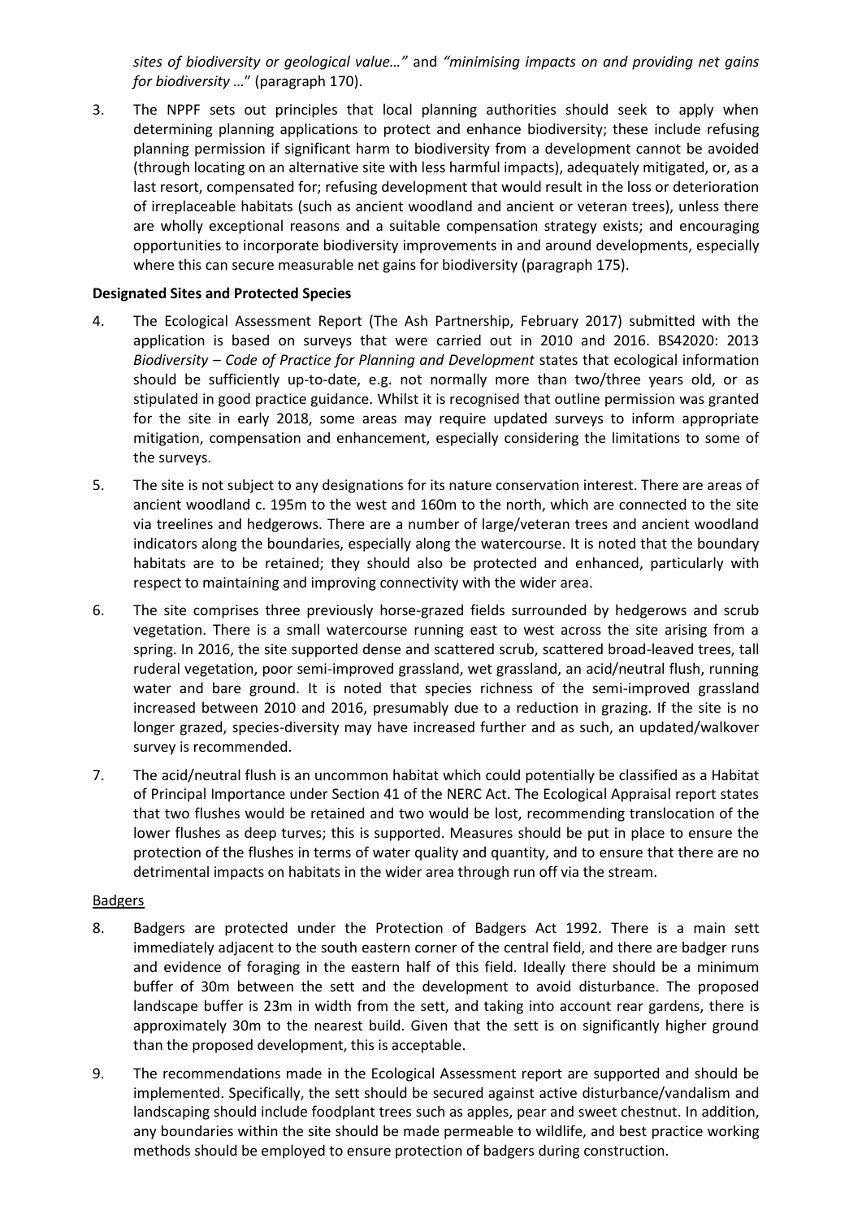*sites of biodiversity or geological value…"* and *"minimising impacts on and providing net gains for biodiversity …*" (paragraph 170).

3. The NPPF sets out principles that local planning authorities should seek to apply when determining planning applications to protect and enhance biodiversity; these include refusing planning permission if significant harm to biodiversity from a development cannot be avoided (through locating on an alternative site with less harmful impacts), adequately mitigated, or, as a last resort, compensated for; refusing development that would result in the loss or deterioration of irreplaceable habitats (such as ancient woodland and ancient or veteran trees), unless there are wholly exceptional reasons and a suitable compensation strategy exists; and encouraging opportunities to incorporate biodiversity improvements in and around developments, especially where this can secure measurable net gains for biodiversity (paragraph 175).

**Designated Sites and Protected Species**

4. The Ecological Assessment Report (The Ash Partnership, February 2017) submitted with the application is based on surveys that were carried out in 2010 and 2016. BS42020: 2013 *Biodiversity – Code of Practice for Planning and Development* states that ecological information should be sufficiently up-to-date, e.g. not normally more than two/three years old, or as stipulated in good practice guidance. Whilst it is recognised that outline permission was granted for the site in early 2018, some areas may require updated surveys to inform appropriate mitigation, compensation and enhancement, especially considering the limitations to some of the surveys.

5. The site is not subject to any designations for its nature conservation interest. There are areas of ancient woodland c. 195m to the west and 160m to the north, which are connected to the site via treelines and hedgerows. There are a number of large/veteran trees and ancient woodland indicators along the boundaries, especially along the watercourse. It is noted that the boundary habitats are to be retained; they should also be protected and enhanced, particularly with respect to maintaining and improving connectivity with the wider area.

6. The site comprises three previously horse-grazed fields surrounded by hedgerows and scrub vegetation. There is a small watercourse running east to west across the site arising from a spring. In 2016, the site supported dense and scattered scrub, scattered broad-leaved trees, tall ruderal vegetation, poor semi-improved grassland, wet grassland, an acid/neutral flush, running water and bare ground. It is noted that species richness of the semi-improved grassland increased between 2010 and 2016, presumably due to a reduction in grazing. If the site is no longer grazed, species-diversity may have increased further and as such, an updated/walkover survey is recommended.

7. The acid/neutral flush is an uncommon habitat which could potentially be classified as a Habitat of Principal Importance under Section 41 of the NERC Act. The Ecological Appraisal report states that two flushes would be retained and two would be lost, recommending translocation of the lower flushes as deep turves; this is supported. Measures should be put in place to ensure the protection of the flushes in terms of water quality and quantity, and to ensure that there are no detrimental impacts on habitats in the wider area through run off via the stream.

<u>Badgers</u>

8. Badgers are protected under the Protection of Badgers Act 1992. There is a main sett immediately adjacent to the south eastern corner of the central field, and there are badger runs and evidence of foraging in the eastern half of this field. Ideally there should be a minimum buffer of 30m between the sett and the development to avoid disturbance. The proposed landscape buffer is 23m in width from the sett, and taking into account rear gardens, there is approximately 30m to the nearest build. Given that the sett is on significantly higher ground than the proposed development, this is acceptable.

9. The recommendations made in the Ecological Assessment report are supported and should be implemented. Specifically, the sett should be secured against active disturbance/vandalism and landscaping should include foodplant trees such as apples, pear and sweet chestnut. In addition, any boundaries within the site should be made permeable to wildlife, and best practice working methods should be employed to ensure protection of badgers during construction.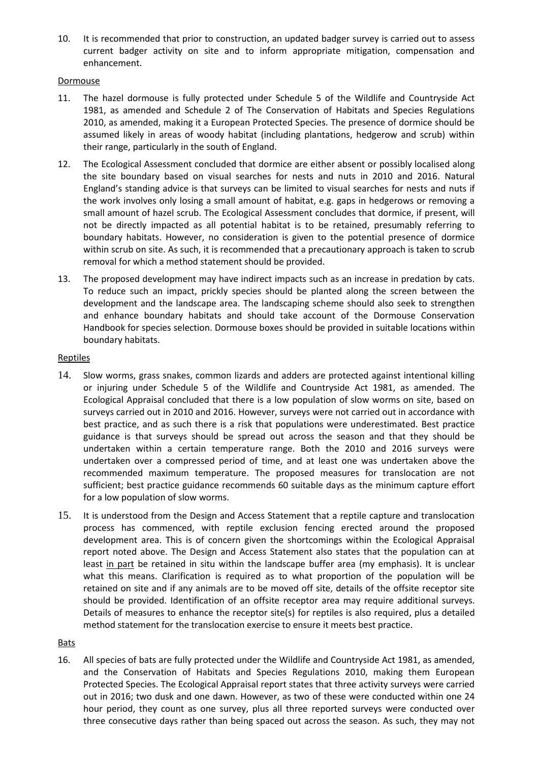10. It is recommended that prior to construction, an updated badger survey is carried out to assess current badger activity on site and to inform appropriate mitigation, compensation and enhancement.

Dormouse

11. The hazel dormouse is fully protected under Schedule 5 of the Wildlife and Countryside Act 1981, as amended and Schedule 2 of The Conservation of Habitats and Species Regulations 2010, as amended, making it a European Protected Species. The presence of dormice should be assumed likely in areas of woody habitat (including plantations, hedgerow and scrub) within their range, particularly in the south of England.

12. The Ecological Assessment concluded that dormice are either absent or possibly localised along the site boundary based on visual searches for nests and nuts in 2010 and 2016. Natural England's standing advice is that surveys can be limited to visual searches for nests and nuts if the work involves only losing a small amount of habitat, e.g. gaps in hedgerows or removing a small amount of hazel scrub. The Ecological Assessment concludes that dormice, if present, will not be directly impacted as all potential habitat is to be retained, presumably referring to boundary habitats. However, no consideration is given to the potential presence of dormice within scrub on site. As such, it is recommended that a precautionary approach is taken to scrub removal for which a method statement should be provided.

13. The proposed development may have indirect impacts such as an increase in predation by cats. To reduce such an impact, prickly species should be planted along the screen between the development and the landscape area. The landscaping scheme should also seek to strengthen and enhance boundary habitats and should take account of the Dormouse Conservation Handbook for species selection. Dormouse boxes should be provided in suitable locations within boundary habitats.

Reptiles

14. Slow worms, grass snakes, common lizards and adders are protected against intentional killing or injuring under Schedule 5 of the Wildlife and Countryside Act 1981, as amended. The Ecological Appraisal concluded that there is a low population of slow worms on site, based on surveys carried out in 2010 and 2016. However, surveys were not carried out in accordance with best practice, and as such there is a risk that populations were underestimated. Best practice guidance is that surveys should be spread out across the season and that they should be undertaken within a certain temperature range. Both the 2010 and 2016 surveys were undertaken over a compressed period of time, and at least one was undertaken above the recommended maximum temperature. The proposed measures for translocation are not sufficient; best practice guidance recommends 60 suitable days as the minimum capture effort for a low population of slow worms.

15. It is understood from the Design and Access Statement that a reptile capture and translocation process has commenced, with reptile exclusion fencing erected around the proposed development area. This is of concern given the shortcomings within the Ecological Appraisal report noted above. The Design and Access Statement also states that the population can at least in part be retained in situ within the landscape buffer area (my emphasis). It is unclear what this means. Clarification is required as to what proportion of the population will be retained on site and if any animals are to be moved off site, details of the offsite receptor site should be provided. Identification of an offsite receptor area may require additional surveys. Details of measures to enhance the receptor site(s) for reptiles is also required, plus a detailed method statement for the translocation exercise to ensure it meets best practice.

Bats

16. All species of bats are fully protected under the Wildlife and Countryside Act 1981, as amended, and the Conservation of Habitats and Species Regulations 2010, making them European Protected Species. The Ecological Appraisal report states that three activity surveys were carried out in 2016; two dusk and one dawn. However, as two of these were conducted within one 24 hour period, they count as one survey, plus all three reported surveys were conducted over three consecutive days rather than being spaced out across the season. As such, they may not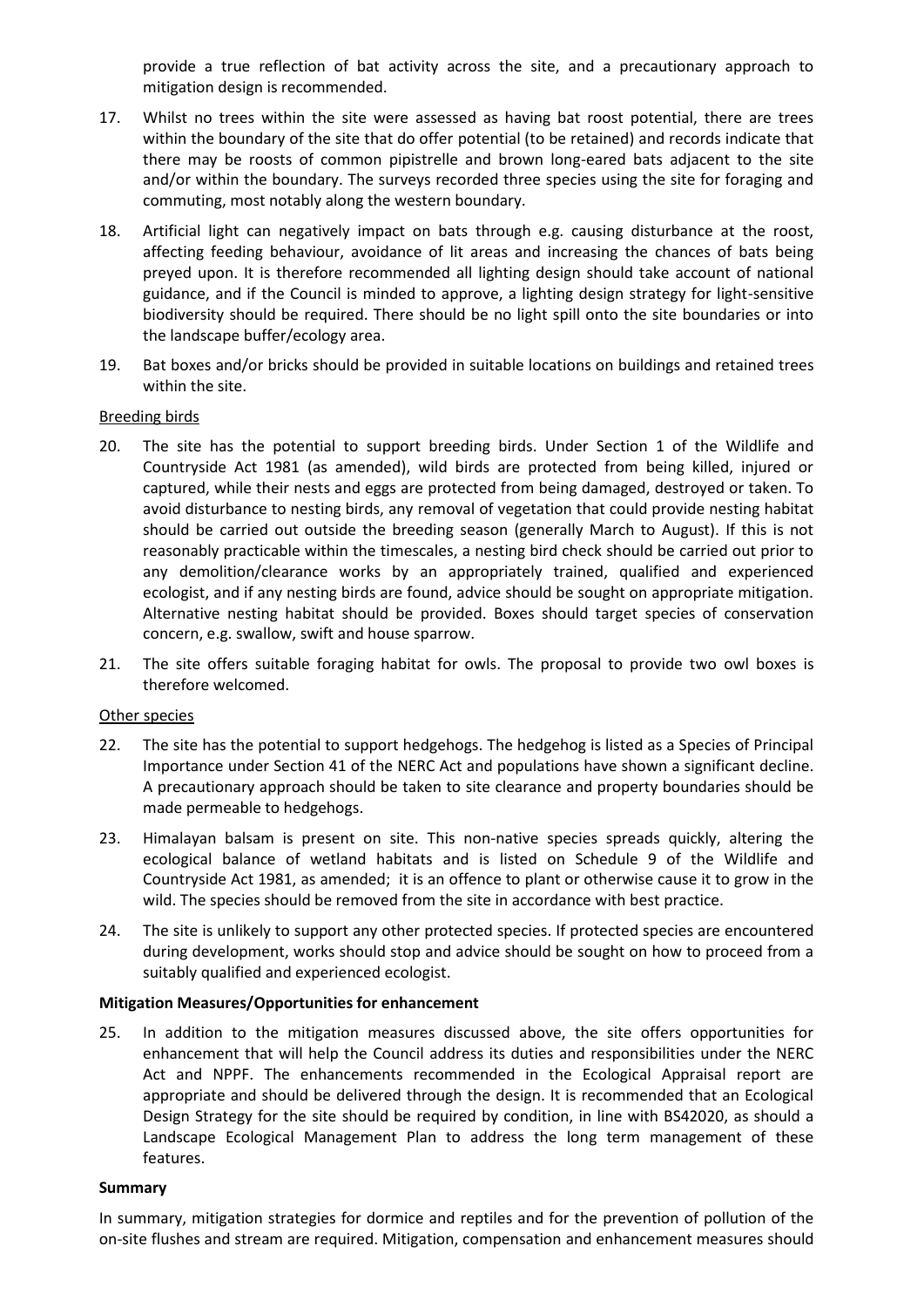provide a true reflection of bat activity across the site, and a precautionary approach to mitigation design is recommended.

17. Whilst no trees within the site were assessed as having bat roost potential, there are trees within the boundary of the site that do offer potential (to be retained) and records indicate that there may be roosts of common pipistrelle and brown long-eared bats adjacent to the site and/or within the boundary. The surveys recorded three species using the site for foraging and commuting, most notably along the western boundary.

18. Artificial light can negatively impact on bats through e.g. causing disturbance at the roost, affecting feeding behaviour, avoidance of lit areas and increasing the chances of bats being preyed upon. It is therefore recommended all lighting design should take account of national guidance, and if the Council is minded to approve, a lighting design strategy for light-sensitive biodiversity should be required. There should be no light spill onto the site boundaries or into the landscape buffer/ecology area.

19. Bat boxes and/or bricks should be provided in suitable locations on buildings and retained trees within the site.

Breeding birds

20. The site has the potential to support breeding birds. Under Section 1 of the Wildlife and Countryside Act 1981 (as amended), wild birds are protected from being killed, injured or captured, while their nests and eggs are protected from being damaged, destroyed or taken. To avoid disturbance to nesting birds, any removal of vegetation that could provide nesting habitat should be carried out outside the breeding season (generally March to August). If this is not reasonably practicable within the timescales, a nesting bird check should be carried out prior to any demolition/clearance works by an appropriately trained, qualified and experienced ecologist, and if any nesting birds are found, advice should be sought on appropriate mitigation. Alternative nesting habitat should be provided. Boxes should target species of conservation concern, e.g. swallow, swift and house sparrow.

21. The site offers suitable foraging habitat for owls. The proposal to provide two owl boxes is therefore welcomed.

Other species

22. The site has the potential to support hedgehogs. The hedgehog is listed as a Species of Principal Importance under Section 41 of the NERC Act and populations have shown a significant decline. A precautionary approach should be taken to site clearance and property boundaries should be made permeable to hedgehogs.

23. Himalayan balsam is present on site. This non-native species spreads quickly, altering the ecological balance of wetland habitats and is listed on Schedule 9 of the Wildlife and Countryside Act 1981, as amended; it is an offence to plant or otherwise cause it to grow in the wild. The species should be removed from the site in accordance with best practice.

24. The site is unlikely to support any other protected species. If protected species are encountered during development, works should stop and advice should be sought on how to proceed from a suitably qualified and experienced ecologist.

**Mitigation Measures/Opportunities for enhancement**

25. In addition to the mitigation measures discussed above, the site offers opportunities for enhancement that will help the Council address its duties and responsibilities under the NERC Act and NPPF. The enhancements recommended in the Ecological Appraisal report are appropriate and should be delivered through the design. It is recommended that an Ecological Design Strategy for the site should be required by condition, in line with BS42020, as should a Landscape Ecological Management Plan to address the long term management of these features.

**Summary**

In summary, mitigation strategies for dormice and reptiles and for the prevention of pollution of the on-site flushes and stream are required. Mitigation, compensation and enhancement measures should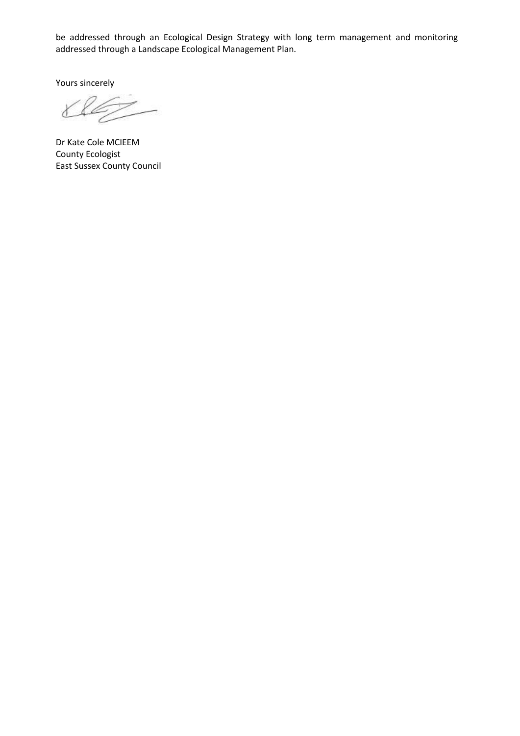be addressed through an Ecological Design Strategy with long term management and monitoring addressed through a Landscape Ecological Management Plan.

Yours sincerely

Dr Kate Cole MCIEEM
County Ecologist
East Sussex County Council